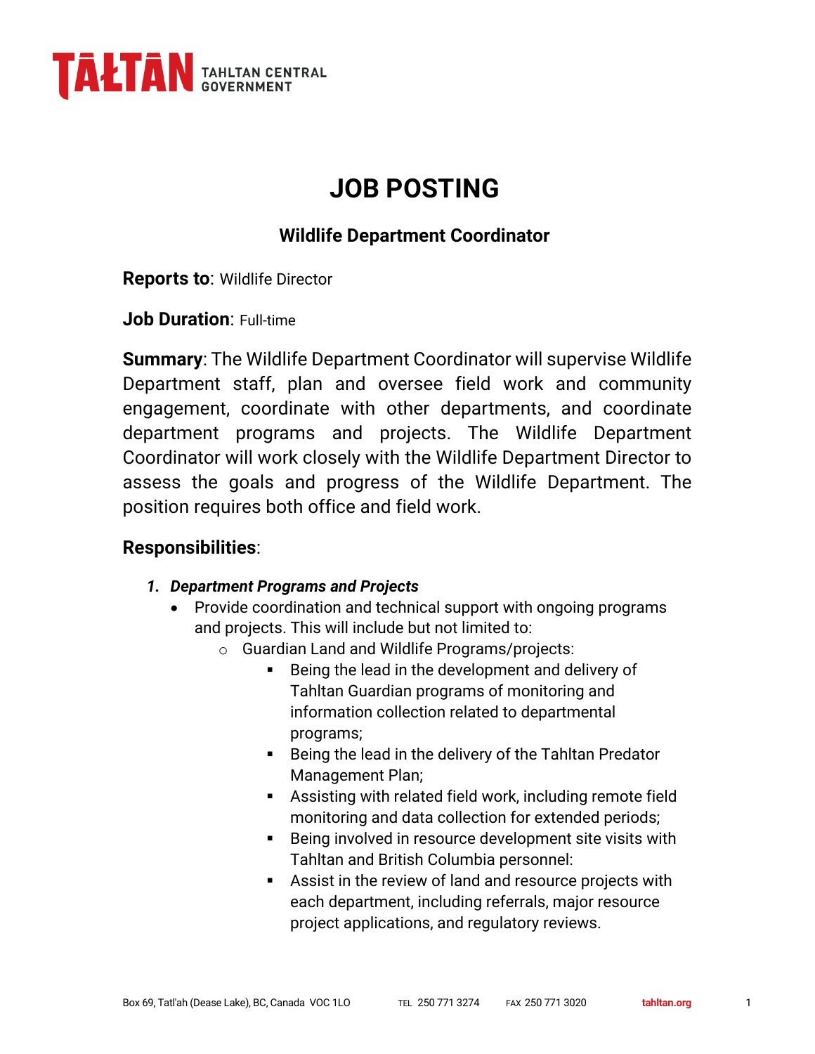TAŁTAN TAHLTAN CENTRAL GOVERNMENT

# JOB POSTING

## Wildlife Department Coordinator

**Reports to**: Wildlife Director

**Job Duration**: Full-time

**Summary**: The Wildlife Department Coordinator will supervise Wildlife Department staff, plan and oversee field work and community engagement, coordinate with other departments, and coordinate department programs and projects. The Wildlife Department Coordinator will work closely with the Wildlife Department Director to assess the goals and progress of the Wildlife Department. The position requires both office and field work.

**Responsibilities**:

1. ***Department Programs and Projects***
   - Provide coordination and technical support with ongoing programs and projects. This will include but not limited to:
     - Guardian Land and Wildlife Programs/projects:
       - Being the lead in the development and delivery of Tahltan Guardian programs of monitoring and information collection related to departmental programs;
       - Being the lead in the delivery of the Tahltan Predator Management Plan;
       - Assisting with related field work, including remote field monitoring and data collection for extended periods;
       - Being involved in resource development site visits with Tahltan and British Columbia personnel:
       - Assist in the review of land and resource projects with each department, including referrals, major resource project applications, and regulatory reviews.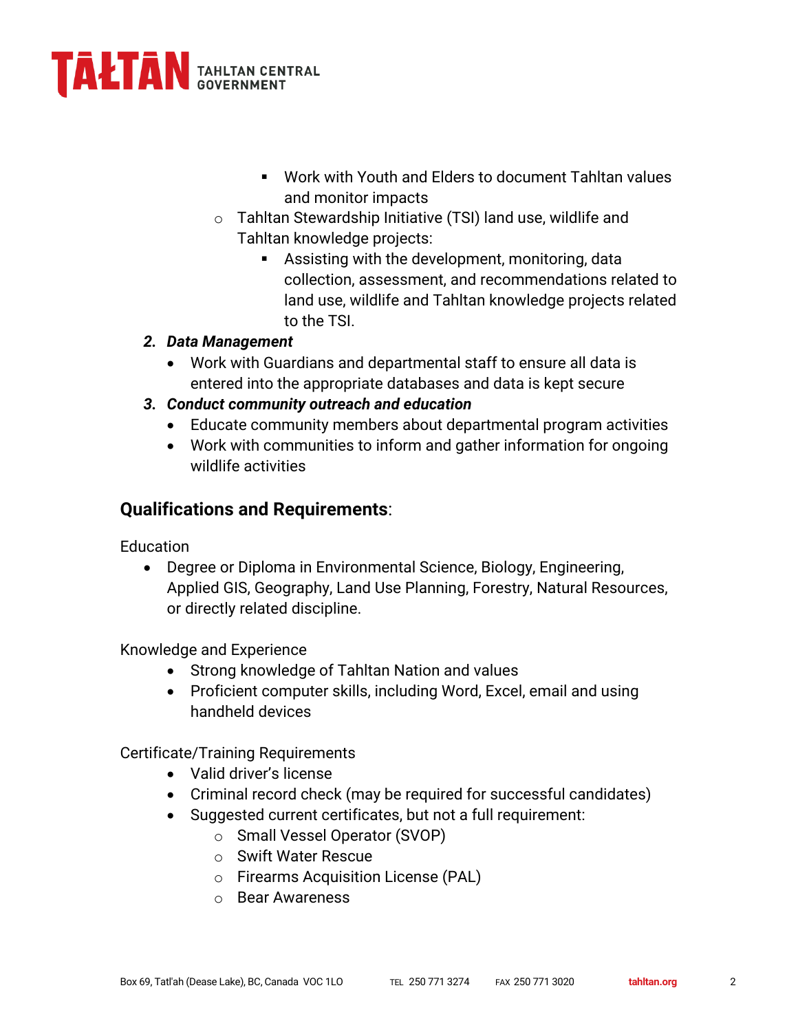- Work with Youth and Elders to document Tahltan values and monitor impacts
    - Tahltan Stewardship Initiative (TSI) land use, wildlife and Tahltan knowledge projects:
        - Assisting with the development, monitoring, data collection, assessment, and recommendations related to land use, wildlife and Tahltan knowledge projects related to the TSI.

2. ***Data Management***
    - Work with Guardians and departmental staff to ensure all data is entered into the appropriate databases and data is kept secure
3. ***Conduct community outreach and education***
    - Educate community members about departmental program activities
    - Work with communities to inform and gather information for ongoing wildlife activities

## **Qualifications and Requirements**:

Education

- Degree or Diploma in Environmental Science, Biology, Engineering, Applied GIS, Geography, Land Use Planning, Forestry, Natural Resources, or directly related discipline.

Knowledge and Experience

- Strong knowledge of Tahltan Nation and values
- Proficient computer skills, including Word, Excel, email and using handheld devices

Certificate/Training Requirements

- Valid driver's license
- Criminal record check (may be required for successful candidates)
- Suggested current certificates, but not a full requirement:
    - Small Vessel Operator (SVOP)
    - Swift Water Rescue
    - Firearms Acquisition License (PAL)
    - Bear Awareness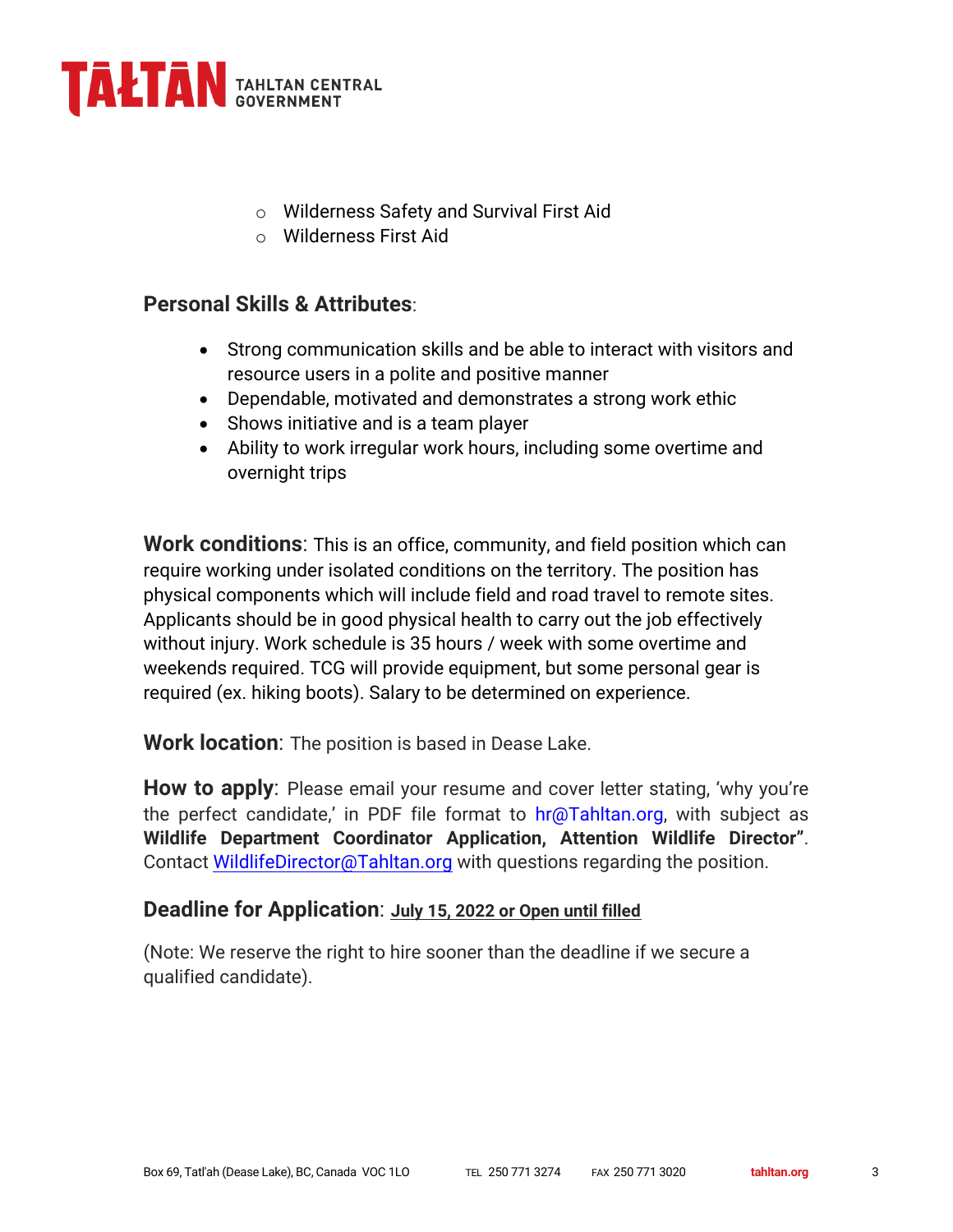- Wilderness Safety and Survival First Aid
- Wilderness First Aid

**Personal Skills & Attributes**:

- Strong communication skills and be able to interact with visitors and resource users in a polite and positive manner
- Dependable, motivated and demonstrates a strong work ethic
- Shows initiative and is a team player
- Ability to work irregular work hours, including some overtime and overnight trips

**Work conditions**: This is an office, community, and field position which can require working under isolated conditions on the territory. The position has physical components which will include field and road travel to remote sites. Applicants should be in good physical health to carry out the job effectively without injury. Work schedule is 35 hours / week with some overtime and weekends required. TCG will provide equipment, but some personal gear is required (ex. hiking boots). Salary to be determined on experience.

**Work location**: The position is based in Dease Lake.

**How to apply**: Please email your resume and cover letter stating, 'why you're the perfect candidate,' in PDF file format to hr@Tahltan.org, with subject as **Wildlife Department Coordinator Application, Attention Wildlife Director"**. Contact WildlifeDirector@Tahltan.org with questions regarding the position.

**Deadline for Application**: **July 15, 2022 or Open until filled**

(Note: We reserve the right to hire sooner than the deadline if we secure a qualified candidate).